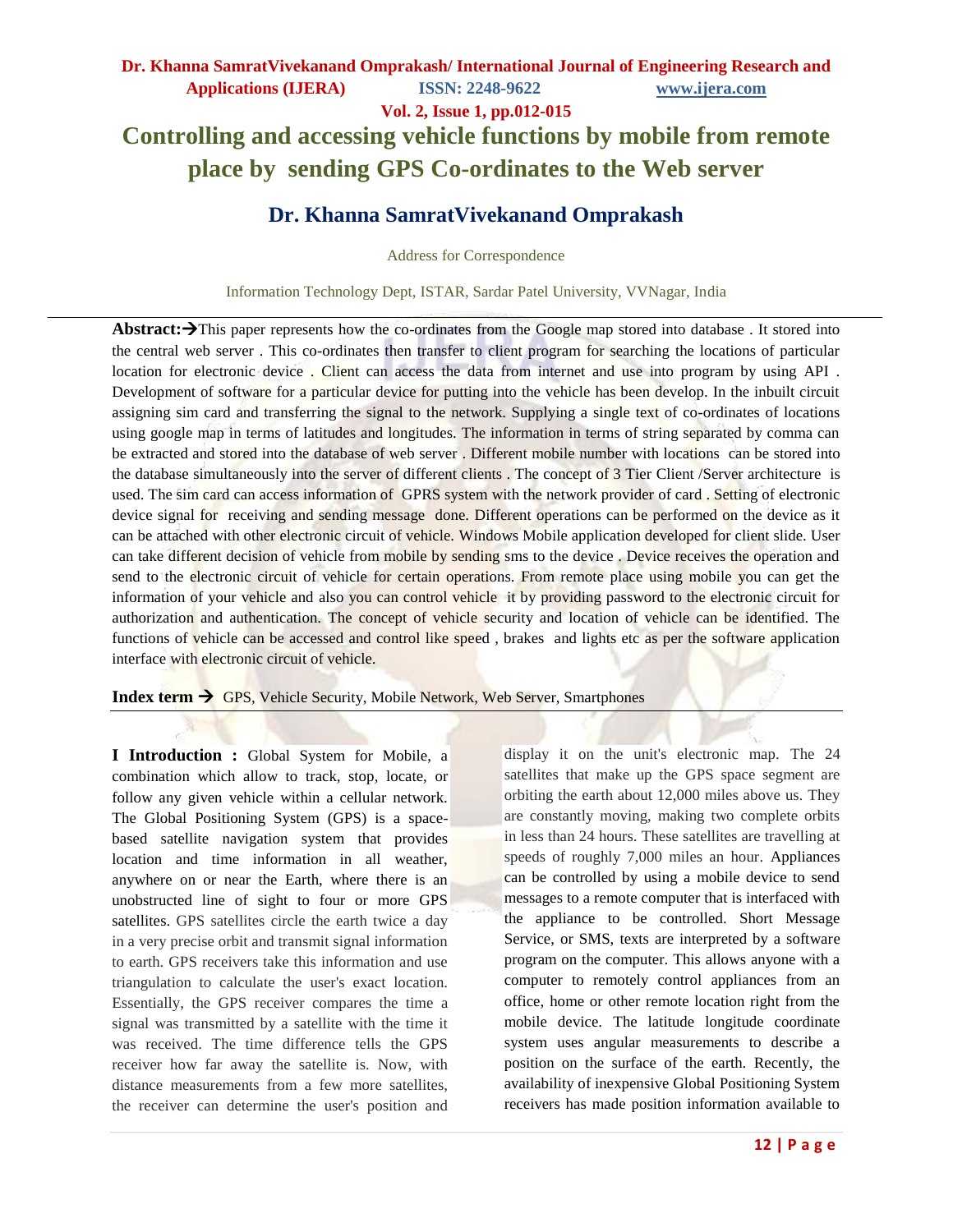# Controlling and accessing vehicle functions by mobile from remote place by sending GPS Co-ordinates to the Web server

## Dr. Khanna SamratVivekanand Omprakash

Address for Correspondence

Information Technology Dept, ISTAR, Sardar Patel University, VVNagar, India

**Abstract:**→This paper represents how the co-ordinates from the Google map stored into database . It stored into the central web server . This co-ordinates then transfer to client program for searching the locations of particular location for electronic device . Client can access the data from internet and use into program by using API . Development of software for a particular device for putting into the vehicle has been develop. In the inbuilt circuit assigning sim card and transferring the signal to the network. Supplying a single text of co-ordinates of locations using google map in terms of latitudes and longitudes. The information in terms of string separated by comma can be extracted and stored into the database of web server . Different mobile number with locations can be stored into the database simultaneously into the server of different clients . The concept of 3 Tier Client /Server architecture is used. The sim card can access information of GPRS system with the network provider of card . Setting of electronic device signal for receiving and sending message done. Different operations can be performed on the device as it can be attached with other electronic circuit of vehicle. Windows Mobile application developed for client slide. User can take different decision of vehicle from mobile by sending sms to the device . Device receives the operation and send to the electronic circuit of vehicle for certain operations. From remote place using mobile you can get the information of your vehicle and also you can control vehicle it by providing password to the electronic circuit for authorization and authentication. The concept of vehicle security and location of vehicle can be identified. The functions of vehicle can be accessed and control like speed , brakes and lights etc as per the software application interface with electronic circuit of vehicle.

**Index term** → GPS, Vehicle Security, Mobile Network, Web Server, Smartphones

**I Introduction :** Global System for Mobile, a combination which allow to track, stop, locate, or follow any given vehicle within a cellular network. The Global Positioning System (GPS) is a space-based satellite navigation system that provides location and time information in all weather, anywhere on or near the Earth, where there is an unobstructed line of sight to four or more GPS satellites. GPS satellites circle the earth twice a day in a very precise orbit and transmit signal information to earth. GPS receivers take this information and use triangulation to calculate the user's exact location. Essentially, the GPS receiver compares the time a signal was transmitted by a satellite with the time it was received. The time difference tells the GPS receiver how far away the satellite is. Now, with distance measurements from a few more satellites, the receiver can determine the user's position and display it on the unit's electronic map. The 24 satellites that make up the GPS space segment are orbiting the earth about 12,000 miles above us. They are constantly moving, making two complete orbits in less than 24 hours. These satellites are travelling at speeds of roughly 7,000 miles an hour. Appliances can be controlled by using a mobile device to send messages to a remote computer that is interfaced with the appliance to be controlled. Short Message Service, or SMS, texts are interpreted by a software program on the computer. This allows anyone with a computer to remotely control appliances from an office, home or other remote location right from the mobile device. The latitude longitude coordinate system uses angular measurements to describe a position on the surface of the earth. Recently, the availability of inexpensive Global Positioning System receivers has made position information available to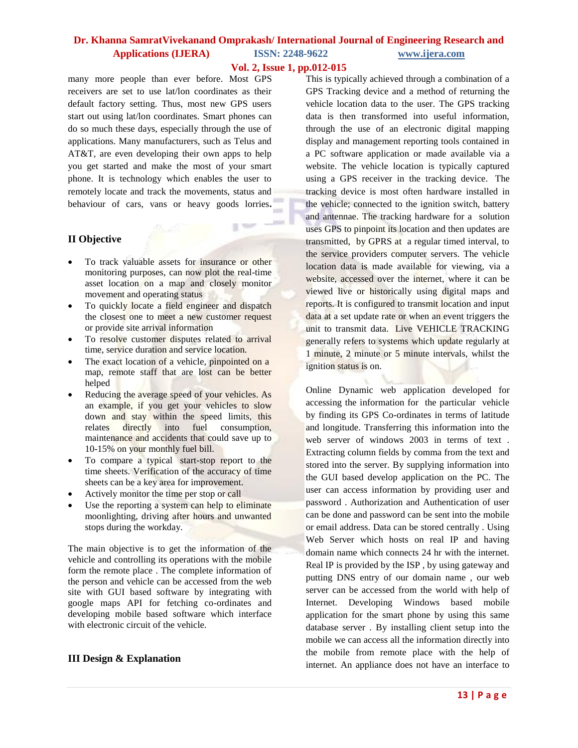many more people than ever before. Most GPS receivers are set to use lat/lon coordinates as their default factory setting. Thus, most new GPS users start out using lat/lon coordinates. Smart phones can do so much these days, especially through the use of applications. Many manufacturers, such as Telus and AT&T, are even developing their own apps to help you get started and make the most of your smart phone. It is technology which enables the user to remotely locate and track the movements, status and behaviour of cars, vans or heavy goods lorries.

## II Objective

- To track valuable assets for insurance or other monitoring purposes, can now plot the real-time asset location on a map and closely monitor movement and operating status
- To quickly locate a field engineer and dispatch the closest one to meet a new customer request or provide site arrival information
- To resolve customer disputes related to arrival time, service duration and service location.
- The exact location of a vehicle, pinpointed on a map, remote staff that are lost can be better helped
- Reducing the average speed of your vehicles. As an example, if you get your vehicles to slow down and stay within the speed limits, this relates directly into fuel consumption, maintenance and accidents that could save up to 10-15% on your monthly fuel bill.
- To compare a typical start-stop report to the time sheets. Verification of the accuracy of time sheets can be a key area for improvement.
- Actively monitor the time per stop or call
- Use the reporting a system can help to eliminate moonlighting, driving after hours and unwanted stops during the workday.

The main objective is to get the information of the vehicle and controlling its operations with the mobile form the remote place . The complete information of the person and vehicle can be accessed from the web site with GUI based software by integrating with google maps API for fetching co-ordinates and developing mobile based software which interface with electronic circuit of the vehicle.

## III Design & Explanation

This is typically achieved through a combination of a GPS Tracking device and a method of returning the vehicle location data to the user. The GPS tracking data is then transformed into useful information, through the use of an electronic digital mapping display and management reporting tools contained in a PC software application or made available via a website. The vehicle location is typically captured using a GPS receiver in the tracking device. The tracking device is most often hardware installed in the vehicle; connected to the ignition switch, battery and antennae. The tracking hardware for a solution uses GPS to pinpoint its location and then updates are transmitted, by GPRS at a regular timed interval, to the service providers computer servers. The vehicle location data is made available for viewing, via a website, accessed over the internet, where it can be viewed live or historically using digital maps and reports. It is configured to transmit location and input data at a set update rate or when an event triggers the unit to transmit data. Live VEHICLE TRACKING generally refers to systems which update regularly at 1 minute, 2 minute or 5 minute intervals, whilst the ignition status is on.

Online Dynamic web application developed for accessing the information for the particular vehicle by finding its GPS Co-ordinates in terms of latitude and longitude. Transferring this information into the web server of windows 2003 in terms of text . Extracting column fields by comma from the text and stored into the server. By supplying information into the GUI based develop application on the PC. The user can access information by providing user and password . Authorization and Authentication of user can be done and password can be sent into the mobile or email address. Data can be stored centrally . Using Web Server which hosts on real IP and having domain name which connects 24 hr with the internet. Real IP is provided by the ISP , by using gateway and putting DNS entry of our domain name , our web server can be accessed from the world with help of Internet. Developing Windows based mobile application for the smart phone by using this same database server . By installing client setup into the mobile we can access all the information directly into the mobile from remote place with the help of internet. An appliance does not have an interface to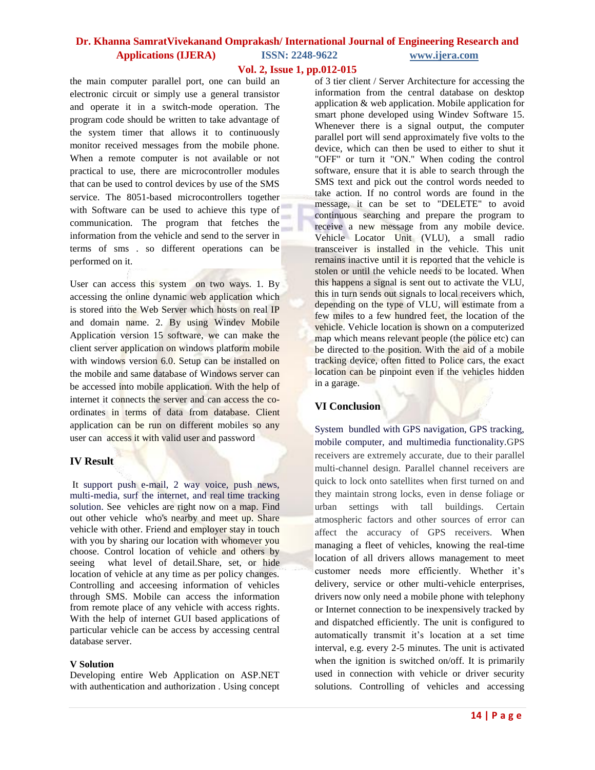the main computer parallel port, one can build an electronic circuit or simply use a general transistor and operate it in a switch-mode operation. The program code should be written to take advantage of the system timer that allows it to continuously monitor received messages from the mobile phone. When a remote computer is not available or not practical to use, there are microcontroller modules that can be used to control devices by use of the SMS service. The 8051-based microcontrollers together with Software can be used to achieve this type of communication. The program that fetches the information from the vehicle and send to the server in terms of sms . so different operations can be performed on it.

User can access this system on two ways. 1. By accessing the online dynamic web application which is stored into the Web Server which hosts on real IP and domain name. 2. By using Windev Mobile Application version 15 software, we can make the client server application on windows platform mobile with windows version 6.0. Setup can be installed on the mobile and same database of Windows server can be accessed into mobile application. With the help of internet it connects the server and can access the co-ordinates in terms of data from database. Client application can be run on different mobiles so any user can access it with valid user and password

## IV Result

It support push e-mail, 2 way voice, push news, multi-media, surf the internet, and real time tracking solution. See vehicles are right now on a map. Find out other vehicle who's nearby and meet up. Share vehicle with other. Friend and employer stay in touch with you by sharing our location with whomever you choose. Control location of vehicle and others by seeing what level of detail.Share, set, or hide location of vehicle at any time as per policy changes. Controlling and acceesing information of vehicles through SMS. Mobile can access the information from remote place of any vehicle with access rights. With the help of internet GUI based applications of particular vehicle can be access by accessing central database server.

## V Solution

Developing entire Web Application on ASP.NET with authentication and authorization . Using concept of 3 tier client / Server Architecture for accessing the information from the central database on desktop application & web application. Mobile application for smart phone developed using Windev Software 15. Whenever there is a signal output, the computer parallel port will send approximately five volts to the device, which can then be used to either to shut it "OFF" or turn it "ON." When coding the control software, ensure that it is able to search through the SMS text and pick out the control words needed to take action. If no control words are found in the message, it can be set to "DELETE" to avoid continuous searching and prepare the program to receive a new message from any mobile device. Vehicle Locator Unit (VLU), a small radio transceiver is installed in the vehicle. This unit remains inactive until it is reported that the vehicle is stolen or until the vehicle needs to be located. When this happens a signal is sent out to activate the VLU, this in turn sends out signals to local receivers which, depending on the type of VLU, will estimate from a few miles to a few hundred feet, the location of the vehicle. Vehicle location is shown on a computerized map which means relevant people (the police etc) can be directed to the position. With the aid of a mobile tracking device, often fitted to Police cars, the exact location can be pinpoint even if the vehicles hidden in a garage.

## VI Conclusion

System bundled with GPS navigation, GPS tracking, mobile computer, and multimedia functionality.GPS receivers are extremely accurate, due to their parallel multi-channel design. Parallel channel receivers are quick to lock onto satellites when first turned on and they maintain strong locks, even in dense foliage or urban settings with tall buildings. Certain atmospheric factors and other sources of error can affect the accuracy of GPS receivers. When managing a fleet of vehicles, knowing the real-time location of all drivers allows management to meet customer needs more efficiently. Whether it's delivery, service or other multi-vehicle enterprises, drivers now only need a mobile phone with telephony or Internet connection to be inexpensively tracked by and dispatched efficiently. The unit is configured to automatically transmit it's location at a set time interval, e.g. every 2-5 minutes. The unit is activated when the ignition is switched on/off. It is primarily used in connection with vehicle or driver security solutions. Controlling of vehicles and accessing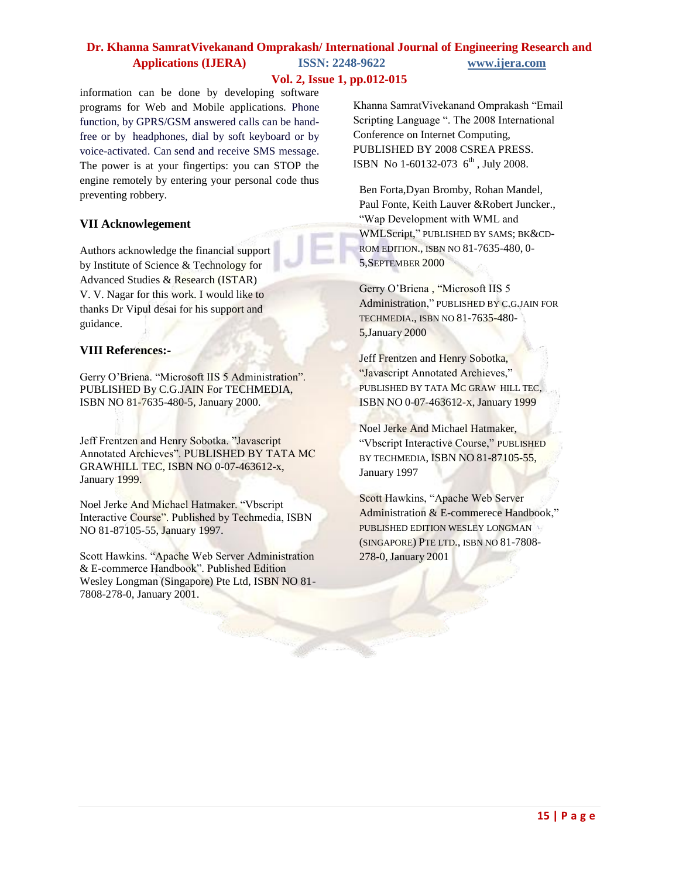information can be done by developing software programs for Web and Mobile applications. Phone function, by GPRS/GSM answered calls can be hand-free or by headphones, dial by soft keyboard or by voice-activated. Can send and receive SMS message. The power is at your fingertips: you can STOP the engine remotely by entering your personal code thus preventing robbery.

## VII Acknowlegement

Authors acknowledge the financial support by Institute of Science & Technology for Advanced Studies & Research (ISTAR) V. V. Nagar for this work. I would like to thanks Dr Vipul desai for his support and guidance.

## VIII References:-

Gerry O'Briena. "Microsoft IIS 5 Administration". PUBLISHED By C.G.JAIN For TECHMEDIA, ISBN NO 81-7635-480-5, January 2000.

Jeff Frentzen and Henry Sobotka. "Javascript Annotated Archieves". PUBLISHED BY TATA MC GRAWHILL TEC, ISBN NO 0-07-463612-x, January 1999.

Noel Jerke And Michael Hatmaker. "Vbscript Interactive Course". Published by Techmedia, ISBN NO 81-87105-55, January 1997.

Scott Hawkins. "Apache Web Server Administration & E-commerce Handbook". Published Edition Wesley Longman (Singapore) Pte Ltd, ISBN NO 81-7808-278-0, January 2001.

Khanna SamratVivekanand Omprakash "Email Scripting Language ". The 2008 International Conference on Internet Computing, PUBLISHED BY 2008 CSREA PRESS. ISBN No 1-60132-073 6th , July 2008.

Ben Forta,Dyan Bromby, Rohan Mandel, Paul Fonte, Keith Lauver &Robert Juncker., "Wap Development with WML and WMLScript," PUBLISHED BY SAMS; BK&CD-ROM EDITION., ISBN NO 81-7635-480, 0-5,SEPTEMBER 2000

Gerry O'Briena , "Microsoft IIS 5 Administration," PUBLISHED BY C.G.JAIN FOR TECHMEDIA., ISBN NO 81-7635-480-5,January 2000

Jeff Frentzen and Henry Sobotka, "Javascript Annotated Archieves," PUBLISHED BY TATA MC GRAW HILL TEC, ISBN NO 0-07-463612-x, January 1999

Noel Jerke And Michael Hatmaker, "Vbscript Interactive Course," PUBLISHED BY TECHMEDIA, ISBN NO 81-87105-55, January 1997

Scott Hawkins, "Apache Web Server Administration & E-commerece Handbook," PUBLISHED EDITION WESLEY LONGMAN (SINGAPORE) PTE LTD., ISBN NO 81-7808-278-0, January 2001